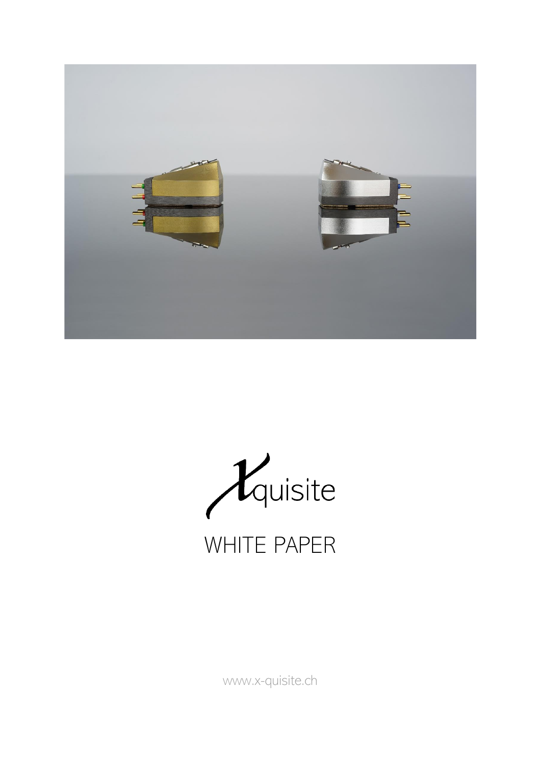Xquisite

# WHITE PAPER

www.x-quisite.ch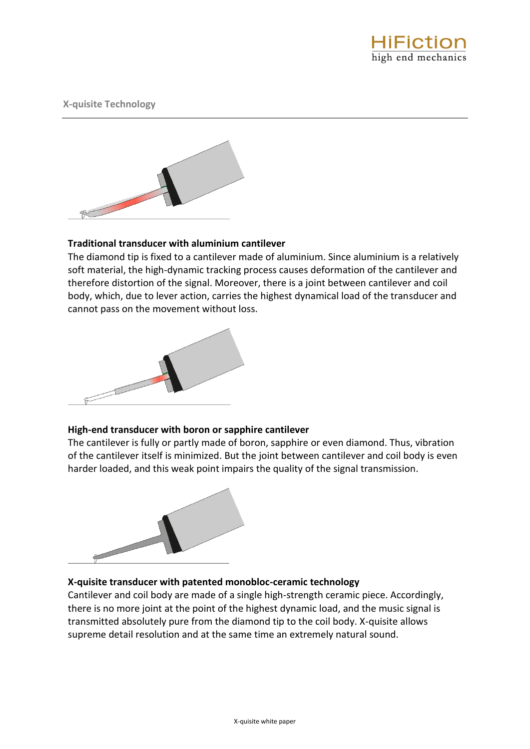X-quisite Technology

**Traditional transducer with aluminium cantilever**

The diamond tip is fixed to a cantilever made of aluminium. Since aluminium is a relatively soft material, the high-dynamic tracking process causes deformation of the cantilever and therefore distortion of the signal. Moreover, there is a joint between cantilever and coil body, which, due to lever action, carries the highest dynamical load of the transducer and cannot pass on the movement without loss.

**High-end transducer with boron or sapphire cantilever**

The cantilever is fully or partly made of boron, sapphire or even diamond. Thus, vibration of the cantilever itself is minimized. But the joint between cantilever and coil body is even harder loaded, and this weak point impairs the quality of the signal transmission.

**X-quisite transducer with patented monobloc-ceramic technology**

Cantilever and coil body are made of a single high-strength ceramic piece. Accordingly, there is no more joint at the point of the highest dynamic load, and the music signal is transmitted absolutely pure from the diamond tip to the coil body. X-quisite allows supreme detail resolution and at the same time an extremely natural sound.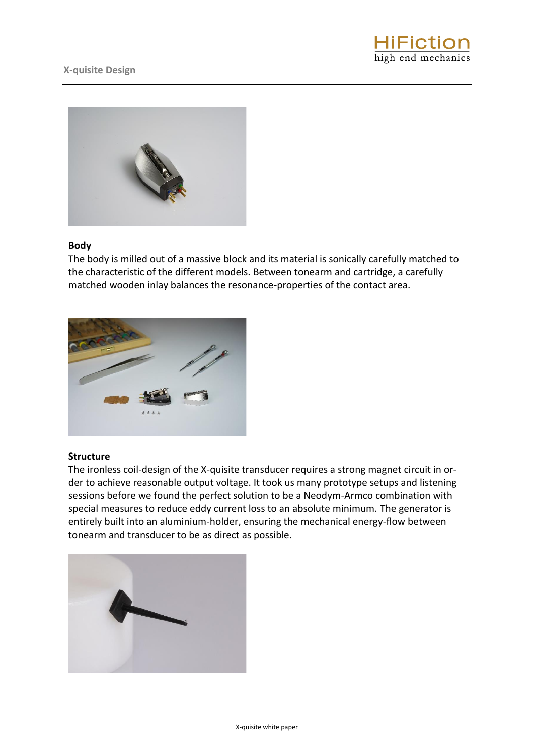### Body

The body is milled out of a massive block and its material is sonically carefully matched to the characteristic of the different models. Between tonearm and cartridge, a carefully matched wooden inlay balances the resonance-properties of the contact area.

### Structure

The ironless coil-design of the X-quisite transducer requires a strong magnet circuit in order to achieve reasonable output voltage. It took us many prototype setups and listening sessions before we found the perfect solution to be a Neodym-Armco combination with special measures to reduce eddy current loss to an absolute minimum. The generator is entirely built into an aluminium-holder, ensuring the mechanical energy-flow between tonearm and transducer to be as direct as possible.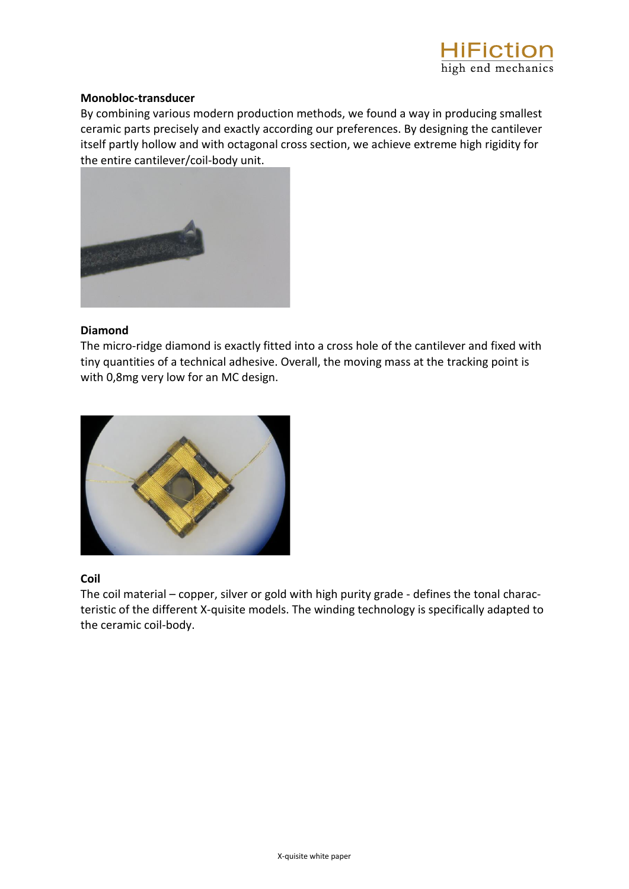### Monobloc-transducer

By combining various modern production methods, we found a way in producing smallest ceramic parts precisely and exactly according our preferences. By designing the cantilever itself partly hollow and with octagonal cross section, we achieve extreme high rigidity for the entire cantilever/coil-body unit.

### Diamond

The micro-ridge diamond is exactly fitted into a cross hole of the cantilever and fixed with tiny quantities of a technical adhesive. Overall, the moving mass at the tracking point is with 0,8mg very low for an MC design.

### Coil

The coil material – copper, silver or gold with high purity grade - defines the tonal characteristic of the different X-quisite models. The winding technology is specifically adapted to the ceramic coil-body.